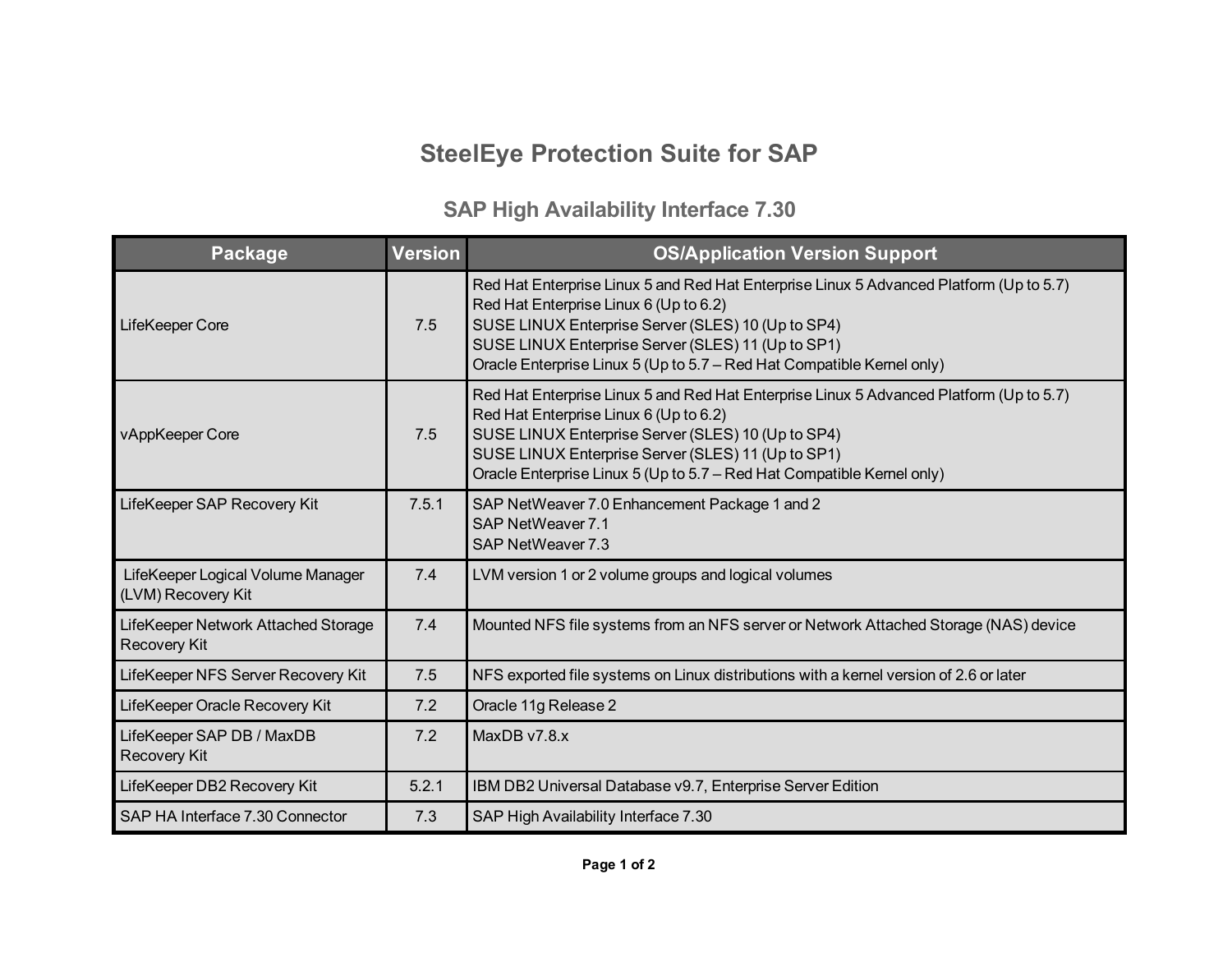# SteelEye Protection Suite for SAP

## SAP High Availability Interface 7.30

| Package | Version | OS/Application Version Support |
|---|---|---|
| LifeKeeper Core | 7.5 | Red Hat Enterprise Linux 5 and Red Hat Enterprise Linux 5 Advanced Platform (Up to 5.7)<br>Red Hat Enterprise Linux 6 (Up to 6.2)<br>SUSE LINUX Enterprise Server (SLES) 10 (Up to SP4)<br>SUSE LINUX Enterprise Server (SLES) 11 (Up to SP1)<br>Oracle Enterprise Linux 5 (Up to 5.7 – Red Hat Compatible Kernel only) |
| vAppKeeper Core | 7.5 | Red Hat Enterprise Linux 5 and Red Hat Enterprise Linux 5 Advanced Platform (Up to 5.7)<br>Red Hat Enterprise Linux 6 (Up to 6.2)<br>SUSE LINUX Enterprise Server (SLES) 10 (Up to SP4)<br>SUSE LINUX Enterprise Server (SLES) 11 (Up to SP1)<br>Oracle Enterprise Linux 5 (Up to 5.7 – Red Hat Compatible Kernel only) |
| LifeKeeper SAP Recovery Kit | 7.5.1 | SAP NetWeaver 7.0 Enhancement Package 1 and 2<br>SAP NetWeaver 7.1<br>SAP NetWeaver 7.3 |
| LifeKeeper Logical Volume Manager (LVM) Recovery Kit | 7.4 | LVM version 1 or 2 volume groups and logical volumes |
| LifeKeeper Network Attached Storage Recovery Kit | 7.4 | Mounted NFS file systems from an NFS server or Network Attached Storage (NAS) device |
| LifeKeeper NFS Server Recovery Kit | 7.5 | NFS exported file systems on Linux distributions with a kernel version of 2.6 or later |
| LifeKeeper Oracle Recovery Kit | 7.2 | Oracle 11g Release 2 |
| LifeKeeper SAP DB / MaxDB Recovery Kit | 7.2 | MaxDB v7.8.x |
| LifeKeeper DB2 Recovery Kit | 5.2.1 | IBM DB2 Universal Database v9.7, Enterprise Server Edition |
| SAP HA Interface 7.30 Connector | 7.3 | SAP High Availability Interface 7.30 |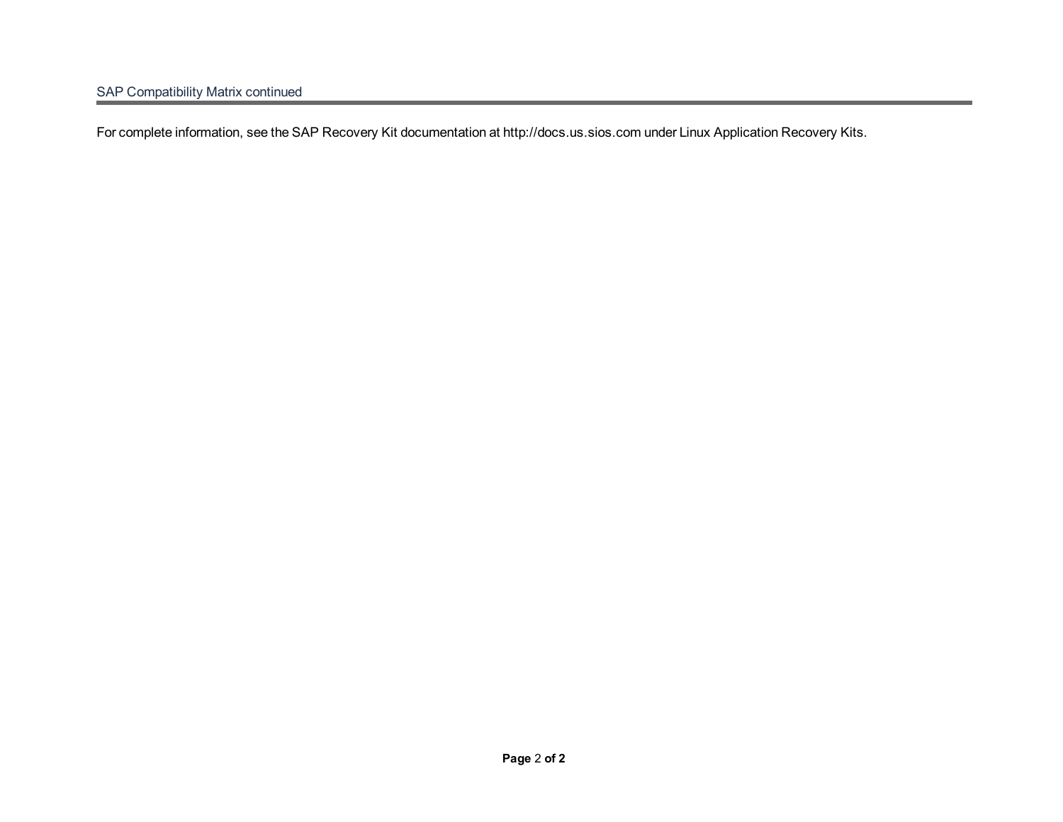For complete information, see the SAP Recovery Kit documentation at http://docs.us.sios.com under Linux Application Recovery Kits.